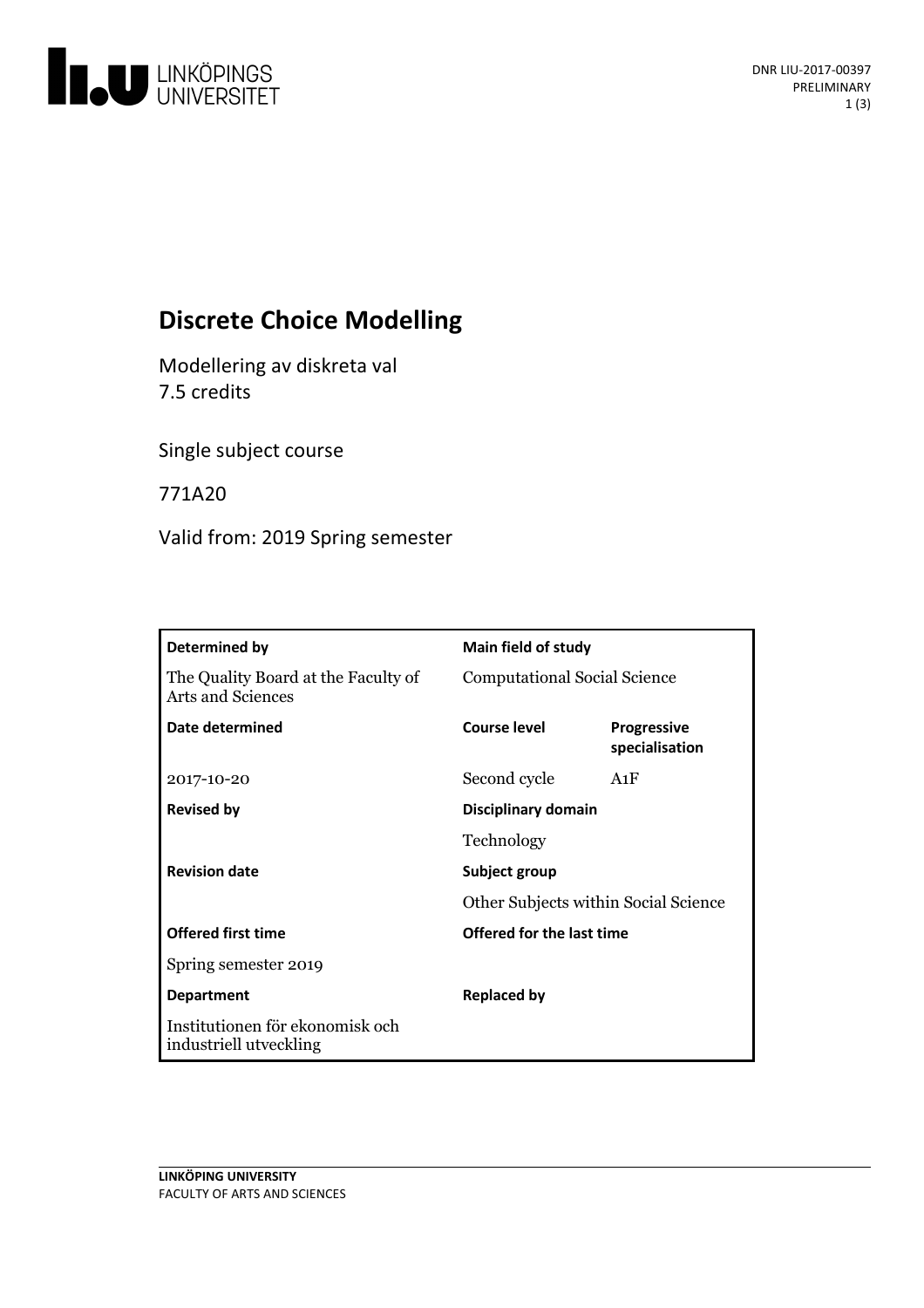# Discrete Choice Modelling

Modellering av diskreta val
7.5 credits

Single subject course

771A20

Valid from: 2019 Spring semester

| Determined by | Main field of study | |
|---|---|---|
| The Quality Board at the Faculty of Arts and Sciences | Computational Social Science | |
| **Date determined** | **Course level** | **Progressive specialisation** |
| 2017-10-20 | Second cycle | A1F |
| **Revised by** | **Disciplinary domain** | |
| | Technology | |
| **Revision date** | **Subject group** | |
| | Other Subjects within Social Science | |
| **Offered first time** | **Offered for the last time** | |
| Spring semester 2019 | | |
| **Department** | **Replaced by** | |
| Institutionen för ekonomisk och industriell utveckling | | |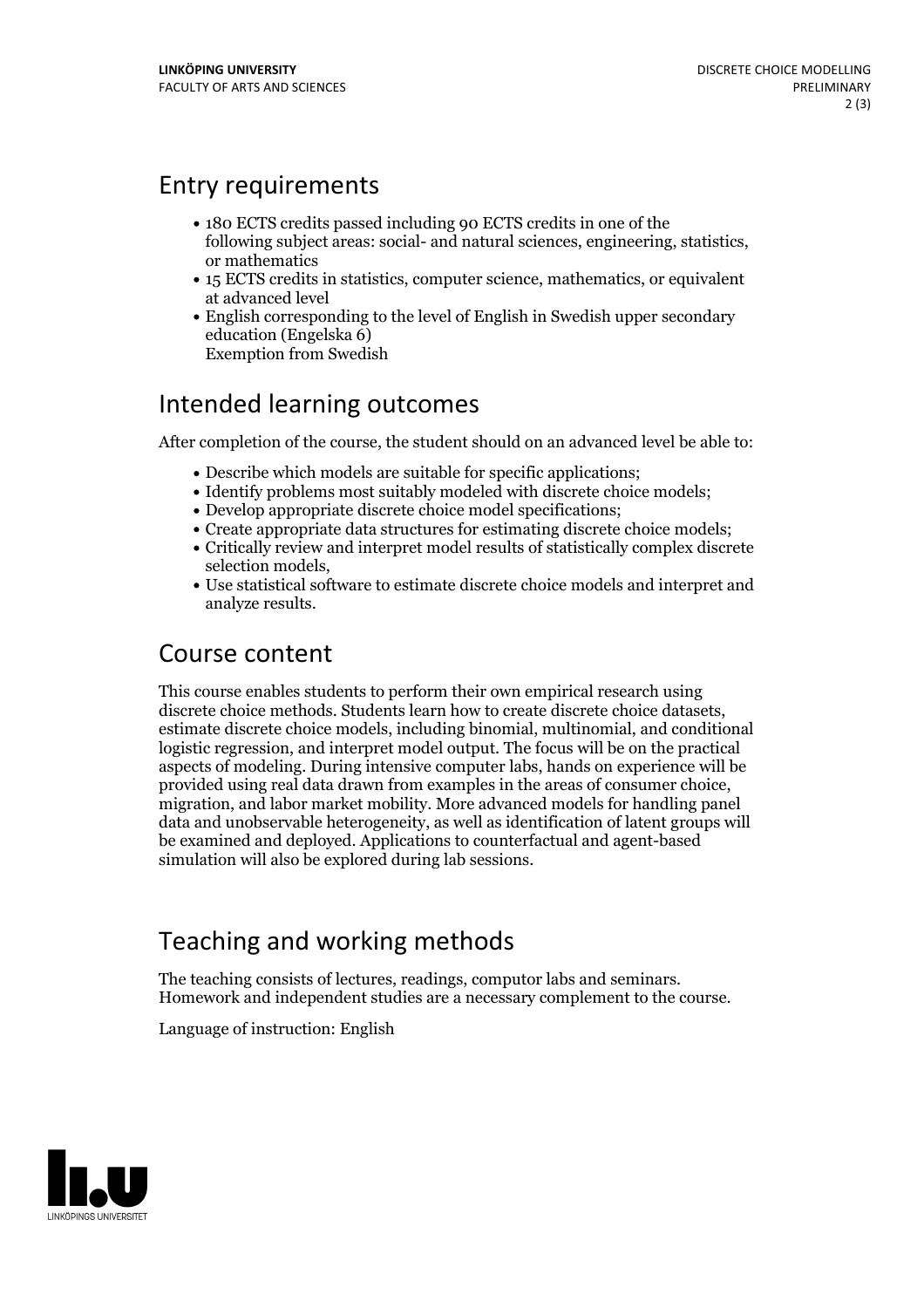## Entry requirements

- 180 ECTS credits passed including 90 ECTS credits in one of the following subject areas: social- and natural sciences, engineering, statistics, or mathematics
- 15 ECTS credits in statistics, computer science, mathematics, or equivalent at advanced level
- English corresponding to the level of English in Swedish upper secondary education (Engelska 6)
  Exemption from Swedish

## Intended learning outcomes

After completion of the course, the student should on an advanced level be able to:

- Describe which models are suitable for specific applications;
- Identify problems most suitably modeled with discrete choice models;
- Develop appropriate discrete choice model specifications;
- Create appropriate data structures for estimating discrete choice models;
- Critically review and interpret model results of statistically complex discrete selection models,
- Use statistical software to estimate discrete choice models and interpret and analyze results.

## Course content

This course enables students to perform their own empirical research using discrete choice methods. Students learn how to create discrete choice datasets, estimate discrete choice models, including binomial, multinomial, and conditional logistic regression, and interpret model output. The focus will be on the practical aspects of modeling. During intensive computer labs, hands on experience will be provided using real data drawn from examples in the areas of consumer choice, migration, and labor market mobility. More advanced models for handling panel data and unobservable heterogeneity, as well as identification of latent groups will be examined and deployed. Applications to counterfactual and agent-based simulation will also be explored during lab sessions.

## Teaching and working methods

The teaching consists of lectures, readings, computor labs and seminars. Homework and independent studies are a necessary complement to the course.

Language of instruction: English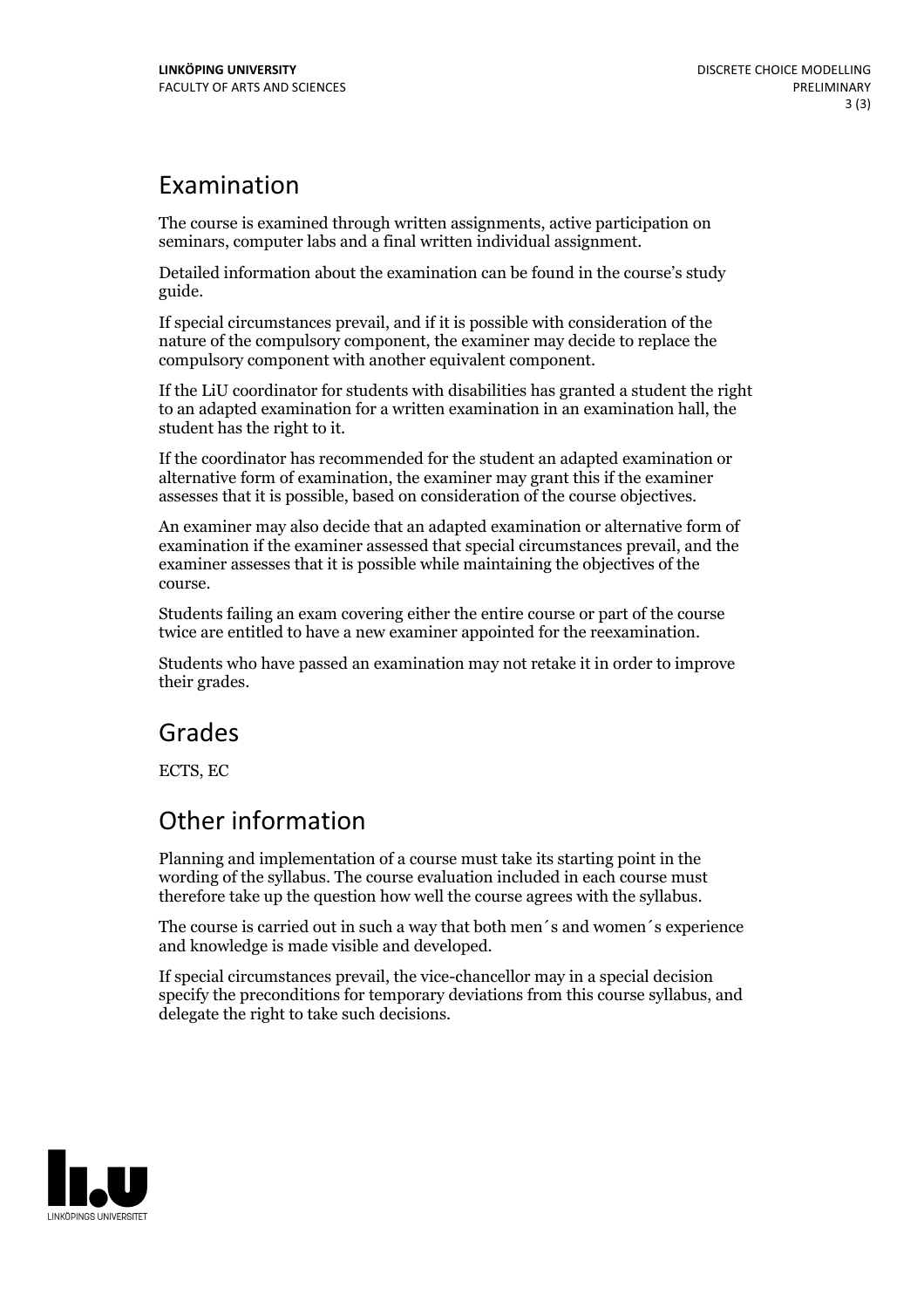## Examination

The course is examined through written assignments, active participation on seminars, computer labs and a final written individual assignment.

Detailed information about the examination can be found in the course's study guide.

If special circumstances prevail, and if it is possible with consideration of the nature of the compulsory component, the examiner may decide to replace the compulsory component with another equivalent component.

If the LiU coordinator for students with disabilities has granted a student the right to an adapted examination for a written examination in an examination hall, the student has the right to it.

If the coordinator has recommended for the student an adapted examination or alternative form of examination, the examiner may grant this if the examiner assesses that it is possible, based on consideration of the course objectives.

An examiner may also decide that an adapted examination or alternative form of examination if the examiner assessed that special circumstances prevail, and the examiner assesses that it is possible while maintaining the objectives of the course.

Students failing an exam covering either the entire course or part of the course twice are entitled to have a new examiner appointed for the reexamination.

Students who have passed an examination may not retake it in order to improve their grades.

## Grades

ECTS, EC

## Other information

Planning and implementation of a course must take its starting point in the wording of the syllabus. The course evaluation included in each course must therefore take up the question how well the course agrees with the syllabus.

The course is carried out in such a way that both men´s and women´s experience and knowledge is made visible and developed.

If special circumstances prevail, the vice-chancellor may in a special decision specify the preconditions for temporary deviations from this course syllabus, and delegate the right to take such decisions.